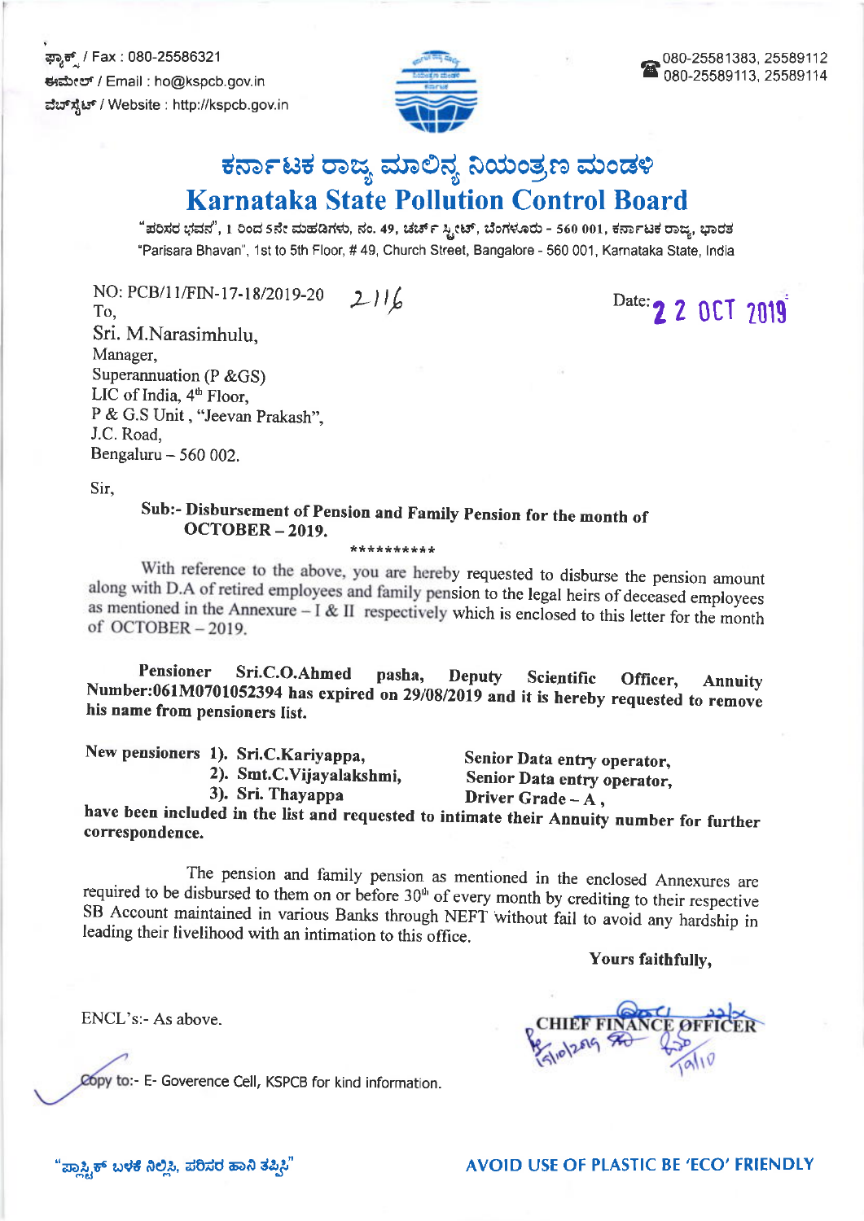ಫ್ಯಾಕ್ಸ್ / Fax : 080-25586321
ಈಮೇಲ್ / Email : ho@kspcb.gov.in
ವೆಬ್‌ಸೈಟ್ / Website : http://kspcb.gov.in

080-25581383, 25589112
080-25589113, 25589114

# ಕರ್ನಾಟಕ ರಾಜ್ಯ ಮಾಲಿನ್ಯ ನಿಯಂತ್ರಣ ಮಂಡಳಿ

# Karnataka State Pollution Control Board

"ಪರಿಸರ ಭವನ", 1 ರಿಂದ 5ನೇ ಮಹಡಿಗಳು, ನಂ. 49, ಚರ್ಚ್ ಸ್ಟ್ರೀಟ್, ಬೆಂಗಳೂರು - 560 001, ಕರ್ನಾಟಕ ರಾಜ್ಯ, ಭಾರತ
"Parisara Bhavan", 1st to 5th Floor, # 49, Church Street, Bangalore - 560 001, Karnataka State, India

NO: PCB/11/FIN-17-18/2019-20 2116

Date: 22 OCT 2019

To,
Sri. M.Narasimhulu,
Manager,
Superannuation (P &GS)
LIC of India, 4th Floor,
P & G.S Unit, "Jeevan Prakash",
J.C. Road,
Bengaluru – 560 002.

Sir,

**Sub:- Disbursement of Pension and Family Pension for the month of OCTOBER – 2019.**

**********

With reference to the above, you are hereby requested to disburse the pension amount along with D.A of retired employees and family pension to the legal heirs of deceased employees as mentioned in the Annexure – I & II respectively which is enclosed to this letter for the month of OCTOBER – 2019.

**Pensioner Sri.C.O.Ahmed pasha, Deputy Scientific Officer, Annuity Number:061M0701052394 has expired on 29/08/2019 and it is hereby requested to remove his name from pensioners list.**

**New pensioners 1). Sri.C.Kariyappa, Senior Data entry operator,**
**2). Smt.C.Vijayalakshmi, Senior Data entry operator,**
**3). Sri. Thayappa Driver Grade – A ,**
**have been included in the list and requested to intimate their Annuity number for further correspondence.**

The pension and family pension as mentioned in the enclosed Annexures are required to be disbursed to them on or before 30th of every month by crediting to their respective SB Account maintained in various Banks through NEFT without fail to avoid any hardship in leading their livelihood with an intimation to this office.

**Yours faithfully,**

**CHIEF FINANCE OFFICER**

ENCL's:- As above.

Copy to:- E- Goverence Cell, KSPCB for kind information.

"ಪ್ಲಾಸ್ಟಿಕ್ ಬಳಕೆ ನಿಲ್ಲಿಸಿ, ಪರಿಸರ ಹಾನಿ ತಪ್ಪಿಸಿ"

AVOID USE OF PLASTIC BE 'ECO' FRIENDLY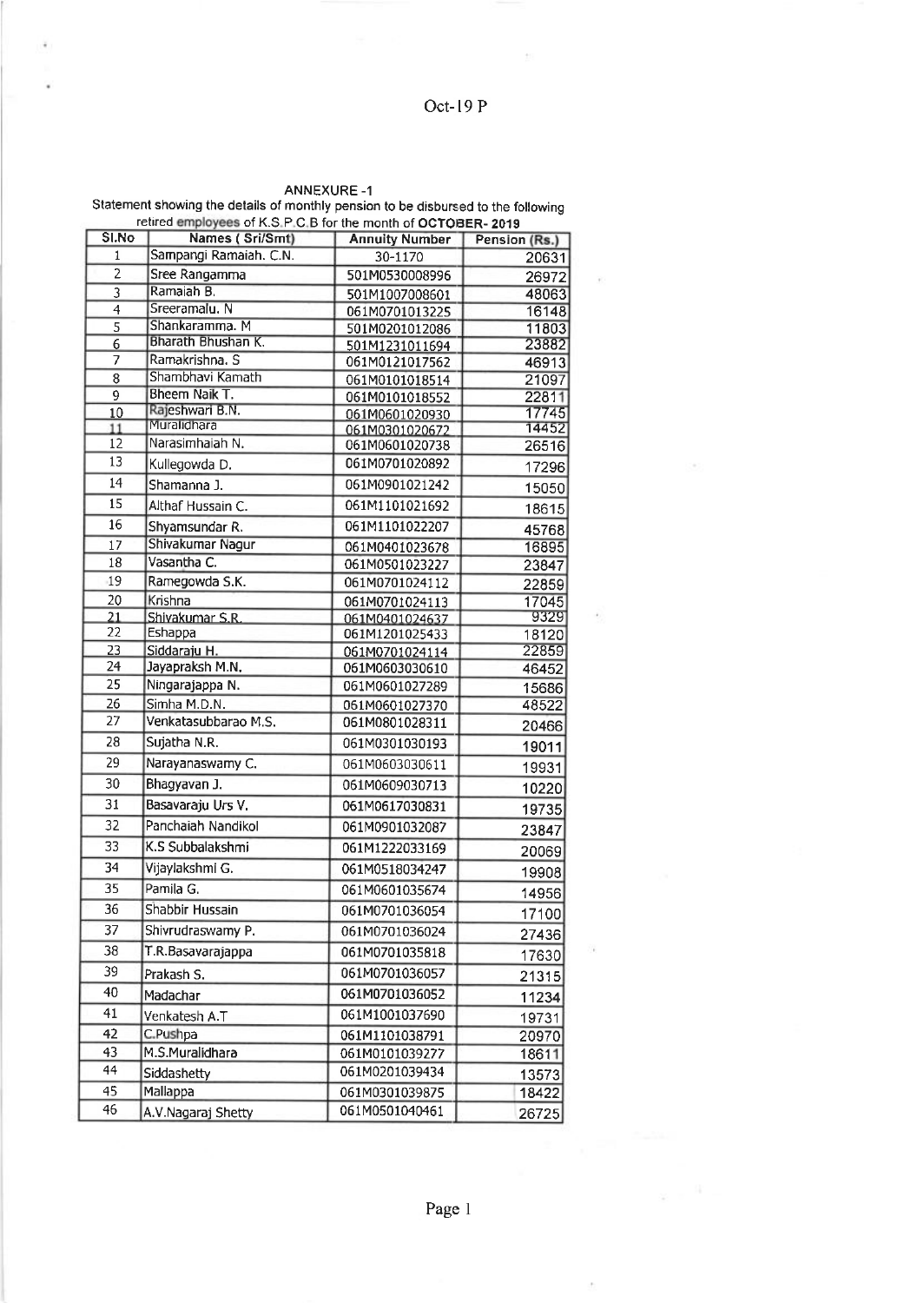Oct-19 P

ANNEXURE -1

Statement showing the details of monthly pension to be disbursed to the following retired employees of K.S.P.C.B for the month of **OCTOBER- 2019**

| Sl.No | Names ( Sri/Smt) | Annuity Number | Pension (Rs.) |
|---|---|---|---|
| 1 | Sampangi Ramaiah. C.N. | 30-1170 | 20631 |
| 2 | Sree Rangamma | 501M0530008996 | 26972 |
| 3 | Ramaiah B. | 501M1007008601 | 48063 |
| 4 | Sreeramalu. N | 061M0701013225 | 16148 |
| 5 | Shankaramma. M | 501M0201012086 | 11803 |
| 6 | Bharath Bhushan K. | 501M1231011694 | 23882 |
| 7 | Ramakrishna. S | 061M0121017562 | 46913 |
| 8 | Shambhavi Kamath | 061M0101018514 | 21097 |
| 9 | Bheem Naik T. | 061M0101018552 | 22811 |
| 10 | Rajeshwari B.N. | 061M0601020930 | 17745 |
| 11 | Muralidhara | 061M0301020672 | 14452 |
| 12 | Narasimhaiah N. | 061M0601020738 | 26516 |
| 13 | Kullegowda D. | 061M0701020892 | 17296 |
| 14 | Shamanna J. | 061M0901021242 | 15050 |
| 15 | Althaf Hussain C. | 061M1101021692 | 18615 |
| 16 | Shyamsundar R. | 061M1101022207 | 45768 |
| 17 | Shivakumar Nagur | 061M0401023678 | 16895 |
| 18 | Vasantha C. | 061M0501023227 | 23847 |
| 19 | Ramegowda S.K. | 061M0701024112 | 22859 |
| 20 | Krishna | 061M0701024113 | 17045 |
| 21 | Shivakumar S.R. | 061M0401024637 | 9329 |
| 22 | Eshappa | 061M1201025433 | 18120 |
| 23 | Siddaraju H. | 061M0701024114 | 22859 |
| 24 | Jayapraksh M.N. | 061M0603030610 | 46452 |
| 25 | Ningarajappa N. | 061M0601027289 | 15686 |
| 26 | Simha M.D.N. | 061M0601027370 | 48522 |
| 27 | Venkatasubbarao M.S. | 061M0801028311 | 20466 |
| 28 | Sujatha N.R. | 061M0301030193 | 19011 |
| 29 | Narayanaswamy C. | 061M0603030611 | 19931 |
| 30 | Bhagyavan J. | 061M0609030713 | 10220 |
| 31 | Basavaraju Urs V. | 061M0617030831 | 19735 |
| 32 | Panchaiah Nandikol | 061M0901032087 | 23847 |
| 33 | K.S Subbalakshmi | 061M1222033169 | 20069 |
| 34 | Vijaylakshmi G. | 061M0518034247 | 19908 |
| 35 | Pamila G. | 061M0601035674 | 14956 |
| 36 | Shabbir Hussain | 061M0701036054 | 17100 |
| 37 | Shivrudraswamy P. | 061M0701036024 | 27436 |
| 38 | T.R.Basavarajappa | 061M0701035818 | 17630 |
| 39 | Prakash S. | 061M0701036057 | 21315 |
| 40 | Madachar | 061M0701036052 | 11234 |
| 41 | Venkatesh A.T | 061M1001037690 | 19731 |
| 42 | C.Pushpa | 061M1101038791 | 20970 |
| 43 | M.S.Muralidhara | 061M0101039277 | 18611 |
| 44 | Siddashetty | 061M0201039434 | 13573 |
| 45 | Mallappa | 061M0301039875 | 18422 |
| 46 | A.V.Nagaraj Shetty | 061M0501040461 | 26725 |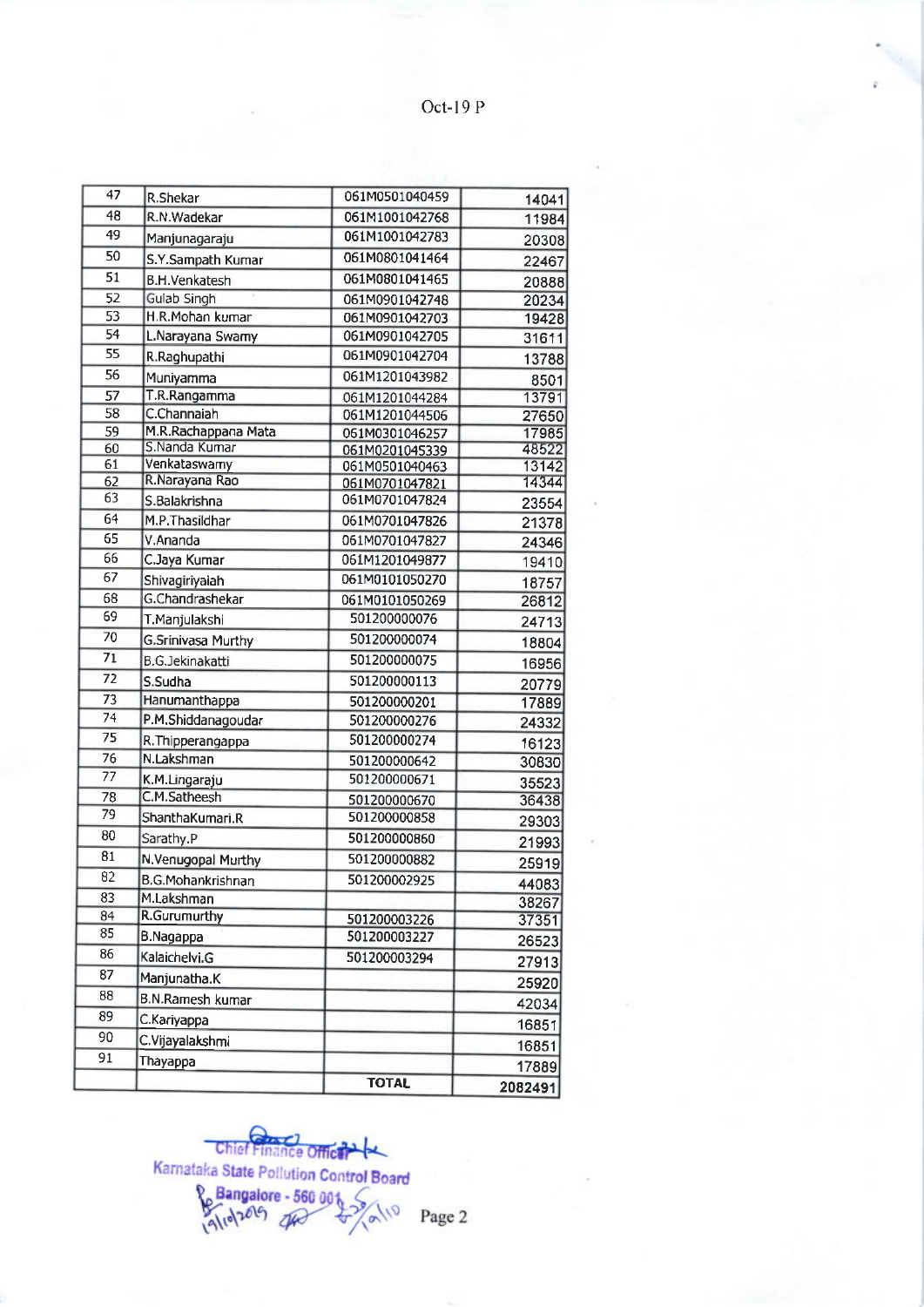Oct-19 P

| | | | |
|---|---|---|---|
| 47 | R.Shekar | 061M0501040459 | 14041 |
| 48 | R.N.Wadekar | 061M1001042768 | 11984 |
| 49 | Manjunagaraju | 061M1001042783 | 20308 |
| 50 | S.Y.Sampath Kumar | 061M0801041464 | 22467 |
| 51 | B.H.Venkatesh | 061M0801041465 | 20888 |
| 52 | Gulab Singh | 061M0901042748 | 20234 |
| 53 | H.R.Mohan kumar | 061M0901042703 | 19428 |
| 54 | L.Narayana Swamy | 061M0901042705 | 31611 |
| 55 | R.Raghupathi | 061M0901042704 | 13788 |
| 56 | Muniyamma | 061M1201043982 | 8501 |
| 57 | T.R.Rangamma | 061M1201044284 | 13791 |
| 58 | C.Channaiah | 061M1201044506 | 27650 |
| 59 | M.R.Rachappana Mata | 061M0301046257 | 17985 |
| 60 | S.Nanda Kumar | 061M0201045339 | 48522 |
| 61 | Venkataswamy | 061M0501040463 | 13142 |
| 62 | R.Narayana Rao | 061M0701047821 | 14344 |
| 63 | S.Balakrishna | 061M0701047824 | 23554 |
| 64 | M.P.Thasildhar | 061M0701047826 | 21378 |
| 65 | V.Ananda | 061M0701047827 | 24346 |
| 66 | C.Jaya Kumar | 061M1201049877 | 19410 |
| 67 | Shivagiriyaiah | 061M0101050270 | 18757 |
| 68 | G.Chandrashekar | 061M0101050269 | 26812 |
| 69 | T.Manjulakshi | 501200000076 | 24713 |
| 70 | G.Srinivasa Murthy | 501200000074 | 18804 |
| 71 | B.G.Jekinakatti | 501200000075 | 16956 |
| 72 | S.Sudha | 501200000113 | 20779 |
| 73 | Hanumanthappa | 501200000201 | 17889 |
| 74 | P.M.Shiddanagoudar | 501200000276 | 24332 |
| 75 | R.Thipperangappa | 501200000274 | 16123 |
| 76 | N.Lakshman | 501200000642 | 30830 |
| 77 | K.M.Lingaraju | 501200000671 | 35523 |
| 78 | C.M.Satheesh | 501200000670 | 36438 |
| 79 | ShanthaKumari.R | 501200000858 | 29303 |
| 80 | Sarathy.P | 501200000860 | 21993 |
| 81 | N.Venugopal Murthy | 501200000882 | 25919 |
| 82 | B.G.Mohankrishnan | 501200002925 | 44083 |
| 83 | M.Lakshman | | 38267 |
| 84 | R.Gurumurthy | 501200003226 | 37351 |
| 85 | B.Nagappa | 501200003227 | 26523 |
| 86 | Kalaichelvi.G | 501200003294 | 27913 |
| 87 | Manjunatha.K | | 25920 |
| 88 | B.N.Ramesh kumar | | 42034 |
| 89 | C.Kariyappa | | 16851 |
| 90 | C.Vijayalakshmi | | 16851 |
| 91 | Thayappa | | 17889 |
| | | TOTAL | 2082491 |

Chief Finance Officer
Karnataka State Pollution Control Board
Bangalore - 560 001
19/10/2019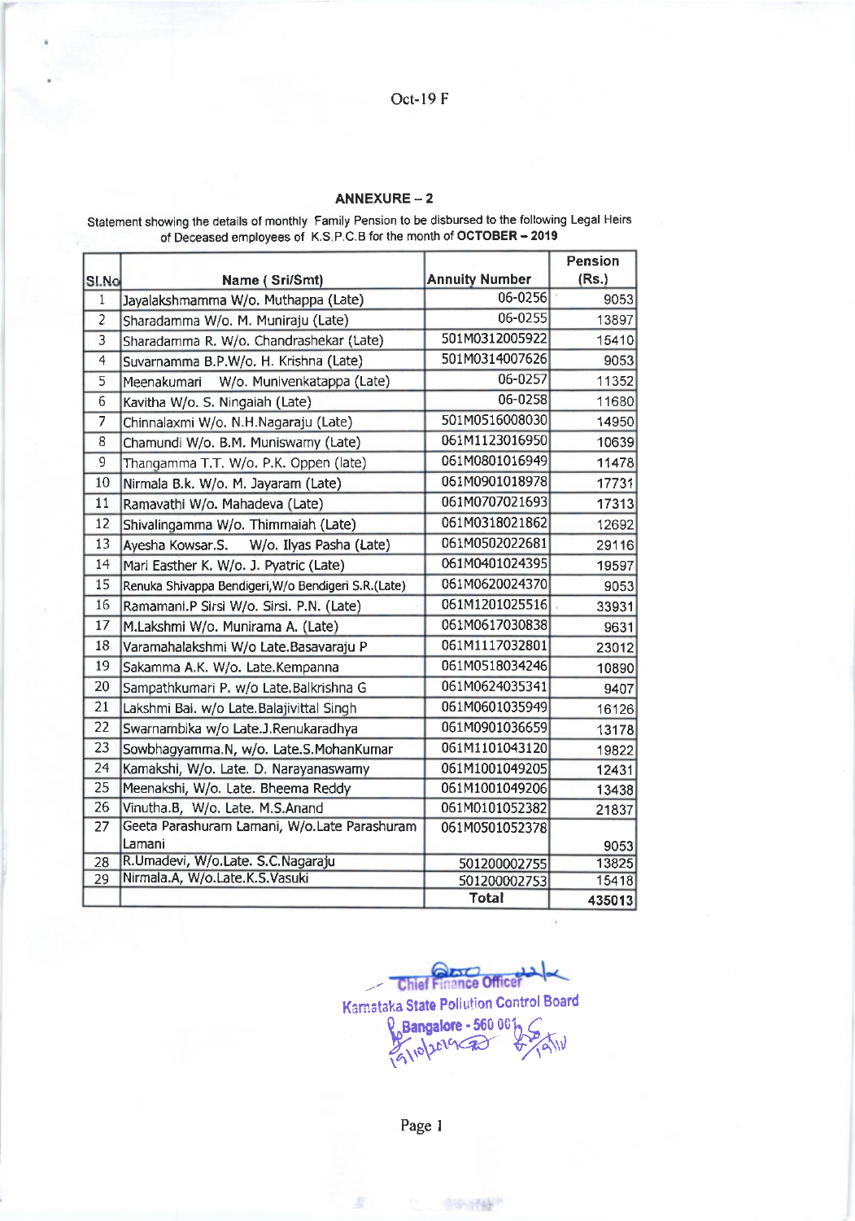Oct-19 F

## ANNEXURE – 2

Statement showing the details of monthly Family Pension to be disbursed to the following Legal Heirs of Deceased employees of K.S.P.C.B for the month of **OCTOBER – 2019**

| Sl.No | Name ( Sri/Smt) | Annuity Number | Pension (Rs.) |
|---|---|---|---|
| 1 | Jayalakshmamma W/o. Muthappa (Late) | 06-0256 | 9053 |
| 2 | Sharadamma W/o. M. Muniraju (Late) | 06-0255 | 13897 |
| 3 | Sharadamma R. W/o. Chandrashekar (Late) | 501M0312005922 | 15410 |
| 4 | Suvarnamma B.P.W/o. H. Krishna (Late) | 501M0314007626 | 9053 |
| 5 | Meenakumari W/o. Munivenkatappa (Late) | 06-0257 | 11352 |
| 6 | Kavitha W/o. S. Ningaiah (Late) | 06-0258 | 11680 |
| 7 | Chinnalaxmi W/o. N.H.Nagaraju (Late) | 501M0516008030 | 14950 |
| 8 | Chamundi W/o. B.M. Muniswamy (Late) | 061M1123016950 | 10639 |
| 9 | Thangamma T.T. W/o. P.K. Oppen (late) | 061M0801016949 | 11478 |
| 10 | Nirmala B.k. W/o. M. Jayaram (Late) | 061M0901018978 | 17731 |
| 11 | Ramavathi W/o. Mahadeva (Late) | 061M0707021693 | 17313 |
| 12 | Shivalingamma W/o. Thimmaiah (Late) | 061M0318021862 | 12692 |
| 13 | Ayesha Kowsar.S. W/o. Ilyas Pasha (Late) | 061M0502022681 | 29116 |
| 14 | Mari Easther K. W/o. J. Pyatric (Late) | 061M0401024395 | 19597 |
| 15 | Renuka Shivappa Bendigeri,W/o Bendigeri S.R.(Late) | 061M0620024370 | 9053 |
| 16 | Ramamani.P Sirsi W/o. Sirsi. P.N. (Late) | 061M1201025516 | 33931 |
| 17 | M.Lakshmi W/o. Munirama A. (Late) | 061M0617030838 | 9631 |
| 18 | Varamahalakshmi W/o Late.Basavaraju P | 061M1117032801 | 23012 |
| 19 | Sakamma A.K. W/o. Late.Kempanna | 061M0518034246 | 10890 |
| 20 | Sampathkumari P. w/o Late.Balkrishna G | 061M0624035341 | 9407 |
| 21 | Lakshmi Bai. w/o Late.Balajivittal Singh | 061M0601035949 | 16126 |
| 22 | Swarnambika w/o Late.J.Renukaradhya | 061M0901036659 | 13178 |
| 23 | Sowbhagyamma.N, w/o. Late.S.MohanKumar | 061M1101043120 | 19822 |
| 24 | Kamakshi, W/o. Late. D. Narayanaswamy | 061M1001049205 | 12431 |
| 25 | Meenakshi, W/o. Late. Bheema Reddy | 061M1001049206 | 13438 |
| 26 | Vinutha.B, W/o. Late. M.S.Anand | 061M0101052382 | 21837 |
| 27 | Geeta Parashuram Lamani, W/o.Late Parashuram Lamani | 061M0501052378 | 9053 |
| 28 | R.Umadevi, W/o.Late. S.C.Nagaraju | 501200002755 | 13825 |
| 29 | Nirmala.A, W/o.Late.K.S.Vasuki | 501200002753 | 15418 |
| | | **Total** | **435013** |

Chief Finance Officer
Karnataka State Pollution Control Board
Bangalore - 560 001
15/10/2019